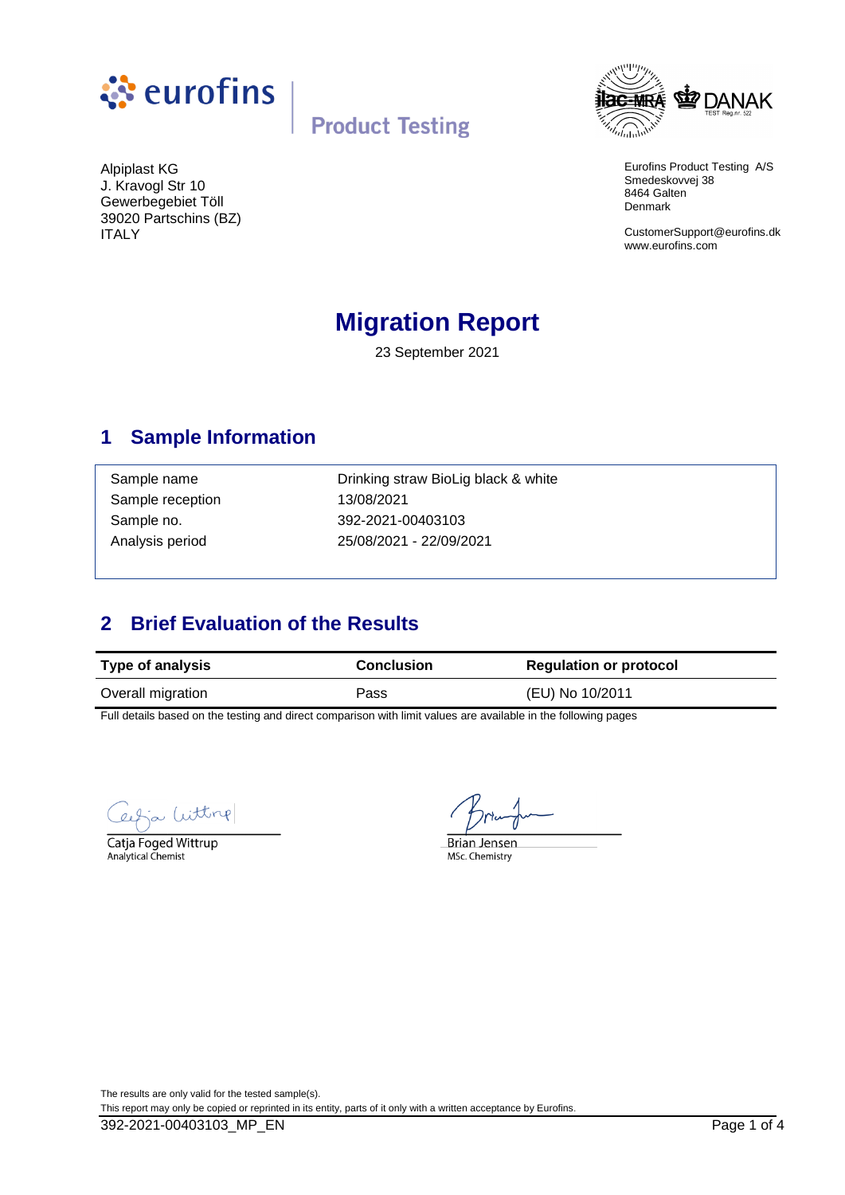eurofins | Product Testing

Alpiplast KG
J. Kravogl Str 10
Gewerbegebiet Töll
39020 Partschins (BZ)
ITALY

Eurofins Product Testing A/S
Smedeskovvej 38
8464 Galten
Denmark

CustomerSupport@eurofins.dk
www.eurofins.com

# Migration Report

23 September 2021

## 1 Sample Information

| | |
|---|---|
| Sample name | Drinking straw BioLig black & white |
| Sample reception | 13/08/2021 |
| Sample no. | 392-2021-00403103 |
| Analysis period | 25/08/2021 - 22/09/2021 |

## 2 Brief Evaluation of the Results

| Type of analysis | Conclusion | Regulation or protocol |
|---|---|---|
| Overall migration | Pass | (EU) No 10/2011 |

Full details based on the testing and direct comparison with limit values are available in the following pages

Catja Foged Wittrup
Analytical Chemist

Brian Jensen
MSc. Chemistry

The results are only valid for the tested sample(s).
This report may only be copied or reprinted in its entity, parts of it only with a written acceptance by Eurofins.

392-2021-00403103_MP_EN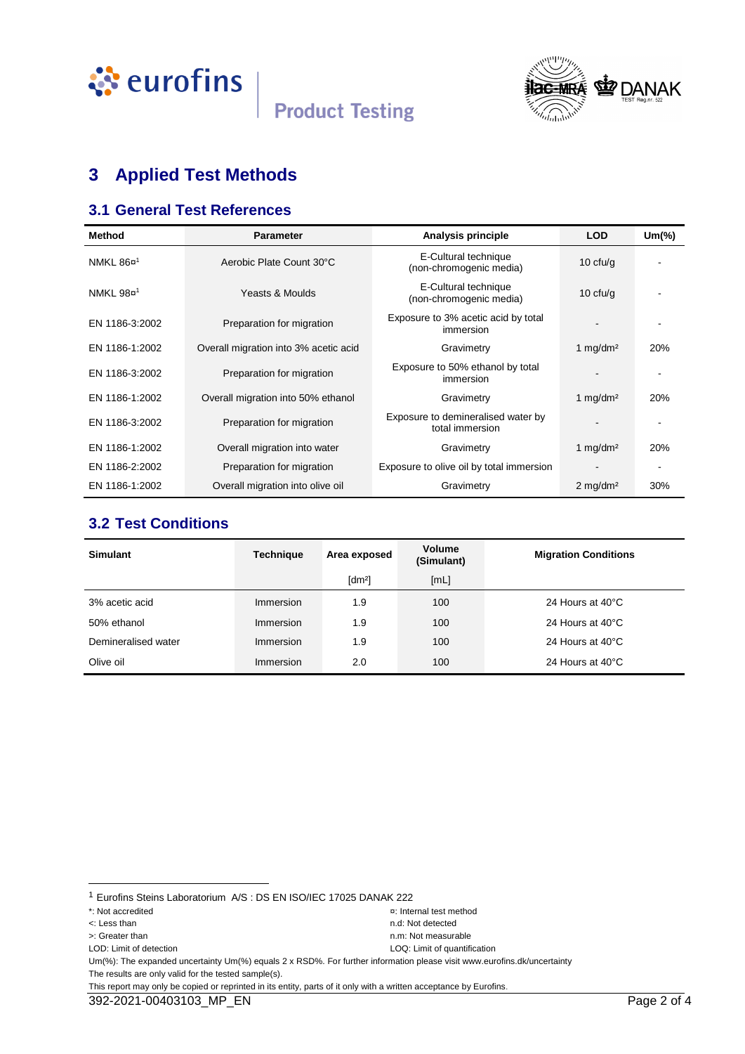# 3 Applied Test Methods

## 3.1 General Test References

| Method | Parameter | Analysis principle | LOD | Um(%) |
|---|---|---|---|---|
| NMKL 86¤[1] | Aerobic Plate Count 30°C | E-Cultural technique (non-chromogenic media) | 10 cfu/g | - |
| NMKL 98¤[1] | Yeasts & Moulds | E-Cultural technique (non-chromogenic media) | 10 cfu/g | - |
| EN 1186-3:2002 | Preparation for migration | Exposure to 3% acetic acid by total immersion | - | - |
| EN 1186-1:2002 | Overall migration into 3% acetic acid | Gravimetry | 1 mg/dm² | 20% |
| EN 1186-3:2002 | Preparation for migration | Exposure to 50% ethanol by total immersion | - | - |
| EN 1186-1:2002 | Overall migration into 50% ethanol | Gravimetry | 1 mg/dm² | 20% |
| EN 1186-3:2002 | Preparation for migration | Exposure to demineralised water by total immersion | - | - |
| EN 1186-1:2002 | Overall migration into water | Gravimetry | 1 mg/dm² | 20% |
| EN 1186-2:2002 | Preparation for migration | Exposure to olive oil by total immersion | - | - |
| EN 1186-1:2002 | Overall migration into olive oil | Gravimetry | 2 mg/dm² | 30% |

## 3.2 Test Conditions

| Simulant | Technique | Area exposed | Volume (Simulant) | Migration Conditions |
|---|---|---|---|---|
| | | [dm²] | [mL] | |
| 3% acetic acid | Immersion | 1.9 | 100 | 24 Hours at 40°C |
| 50% ethanol | Immersion | 1.9 | 100 | 24 Hours at 40°C |
| Demineralised water | Immersion | 1.9 | 100 | 24 Hours at 40°C |
| Olive oil | Immersion | 2.0 | 100 | 24 Hours at 40°C |

[1] Eurofins Steins Laboratorium A/S : DS EN ISO/IEC 17025 DANAK 222

*: Not accredited
¤: Internal test method
<: Less than
n.d: Not detected
>: Greater than
n.m: Not measurable
LOD: Limit of detection
LOQ: Limit of quantification

Um(%): The expanded uncertainty Um(%) equals 2 x RSD%. For further information please visit www.eurofins.dk/uncertainty

The results are only valid for the tested sample(s).

This report may only be copied or reprinted in its entity, parts of it only with a written acceptance by Eurofins.

392-2021-00403103_MP_EN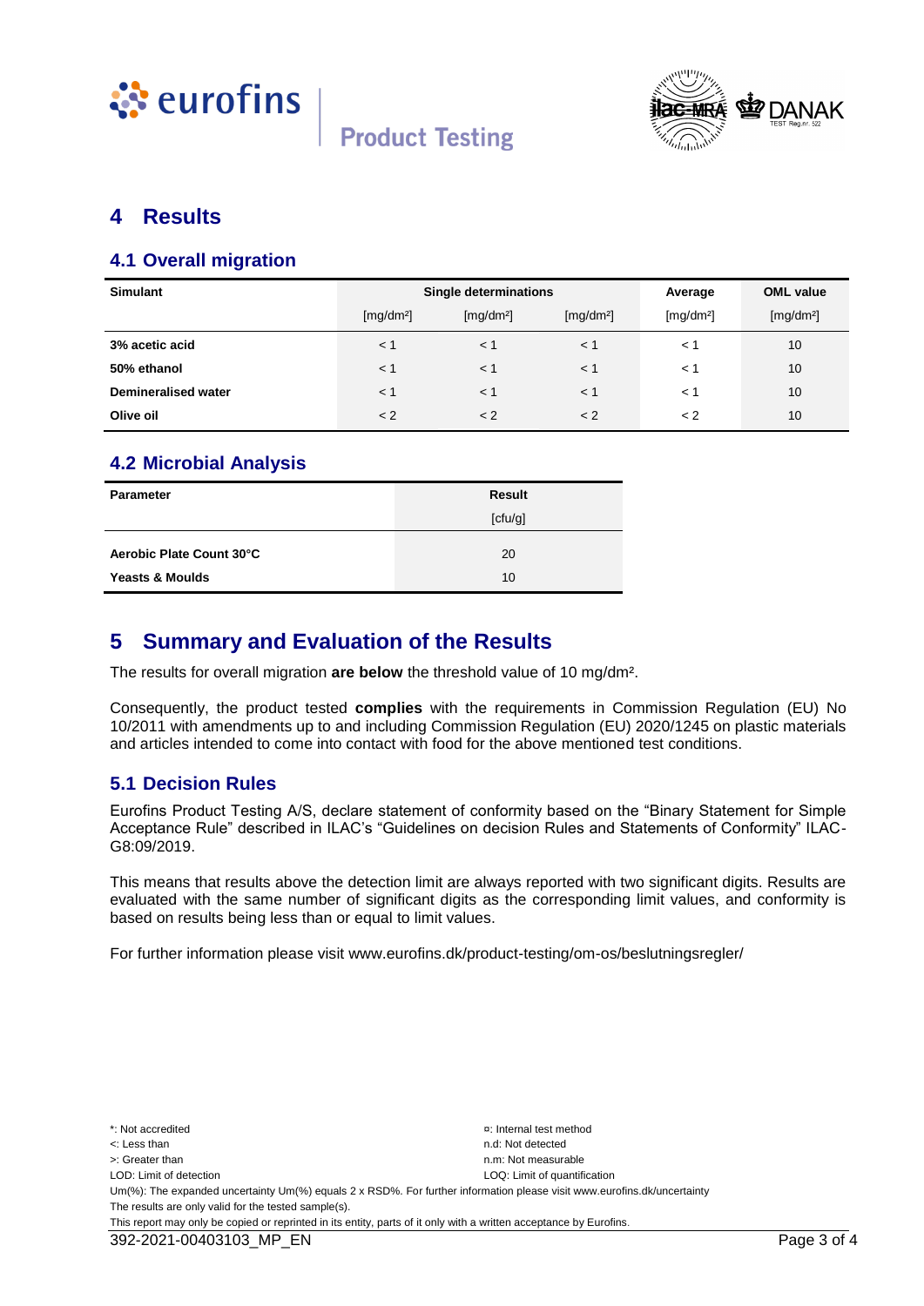# 4 Results

## 4.1 Overall migration

| Simulant | Single determinations | | | Average | OML value |
|---|---|---|---|---|---|
| | [mg/dm²] | [mg/dm²] | [mg/dm²] | [mg/dm²] | [mg/dm²] |
| **3% acetic acid** | < 1 | < 1 | < 1 | < 1 | 10 |
| **50% ethanol** | < 1 | < 1 | < 1 | < 1 | 10 |
| **Demineralised water** | < 1 | < 1 | < 1 | < 1 | 10 |
| **Olive oil** | < 2 | < 2 | < 2 | < 2 | 10 |

## 4.2 Microbial Analysis

| Parameter | Result |
|---|---|
| | [cfu/g] |
| **Aerobic Plate Count 30°C** | 20 |
| **Yeasts & Moulds** | 10 |

# 5 Summary and Evaluation of the Results

The results for overall migration **are below** the threshold value of 10 mg/dm².

Consequently, the product tested **complies** with the requirements in Commission Regulation (EU) No 10/2011 with amendments up to and including Commission Regulation (EU) 2020/1245 on plastic materials and articles intended to come into contact with food for the above mentioned test conditions.

## 5.1 Decision Rules

Eurofins Product Testing A/S, declare statement of conformity based on the "Binary Statement for Simple Acceptance Rule" described in ILAC's "Guidelines on decision Rules and Statements of Conformity" ILAC-G8:09/2019.

This means that results above the detection limit are always reported with two significant digits. Results are evaluated with the same number of significant digits as the corresponding limit values, and conformity is based on results being less than or equal to limit values.

For further information please visit www.eurofins.dk/product-testing/om-os/beslutningsregler/

*: Not accredited
¤: Internal test method
<: Less than
n.d: Not detected
>: Greater than
n.m: Not measurable
LOD: Limit of detection
LOQ: Limit of quantification
Um(%): The expanded uncertainty Um(%) equals 2 x RSD%. For further information please visit www.eurofins.dk/uncertainty
The results are only valid for the tested sample(s).
This report may only be copied or reprinted in its entity, parts of it only with a written acceptance by Eurofins.

392-2021-00403103_MP_EN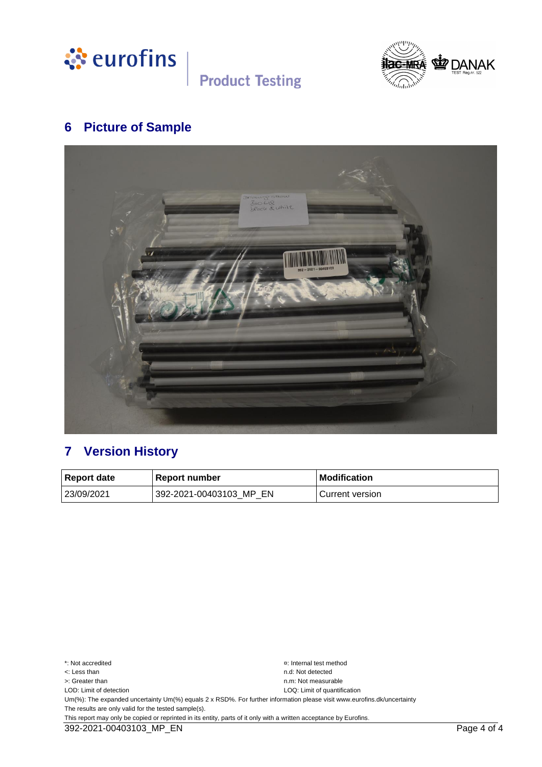## 6 Picture of Sample

## 7 Version History

| Report date | Report number | Modification |
|---|---|---|
| 23/09/2021 | 392-2021-00403103_MP_EN | Current version |

*: Not accredited
<: Less than
>: Greater than
LOD: Limit of detection
¤: Internal test method
n.d: Not detected
n.m: Not measurable
LOQ: Limit of quantification
Um(%): The expanded uncertainty Um(%) equals 2 x RSD%. For further information please visit www.eurofins.dk/uncertainty
The results are only valid for the tested sample(s).
This report may only be copied or reprinted in its entity, parts of it only with a written acceptance by Eurofins.